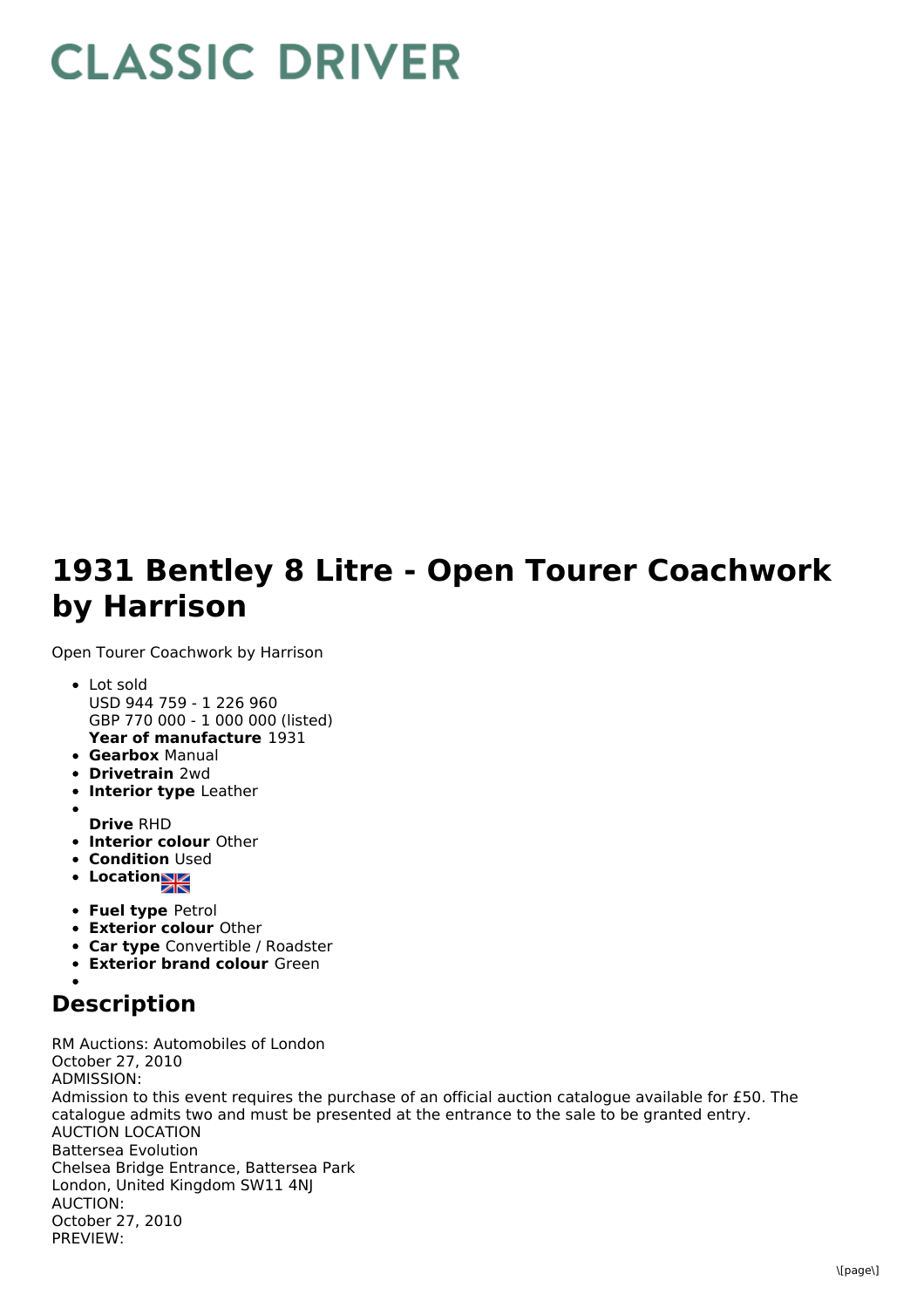# CLASSIC DRIVER

# 1931 Bentley 8 Litre - Open Tourer Coachwork by Harrison

Open Tourer Coachwork by Harrison

- Lot sold
  USD 944 759 - 1 226 960
  GBP 770 000 - 1 000 000 (listed)
  **Year of manufacture** 1931
- **Gearbox** Manual
- **Drivetrain** 2wd
- **Interior type** Leather
- 
  **Drive** RHD
- **Interior colour** Other
- **Condition** Used
- **Location**
- **Fuel type** Petrol
- **Exterior colour** Other
- **Car type** Convertible / Roadster
- **Exterior brand colour** Green
- 

## Description

RM Auctions: Automobiles of London
October 27, 2010
ADMISSION:
Admission to this event requires the purchase of an official auction catalogue available for £50. The catalogue admits two and must be presented at the entrance to the sale to be granted entry.
AUCTION LOCATION
Battersea Evolution
Chelsea Bridge Entrance, Battersea Park
London, United Kingdom SW11 4NJ
AUCTION:
October 27, 2010
PREVIEW: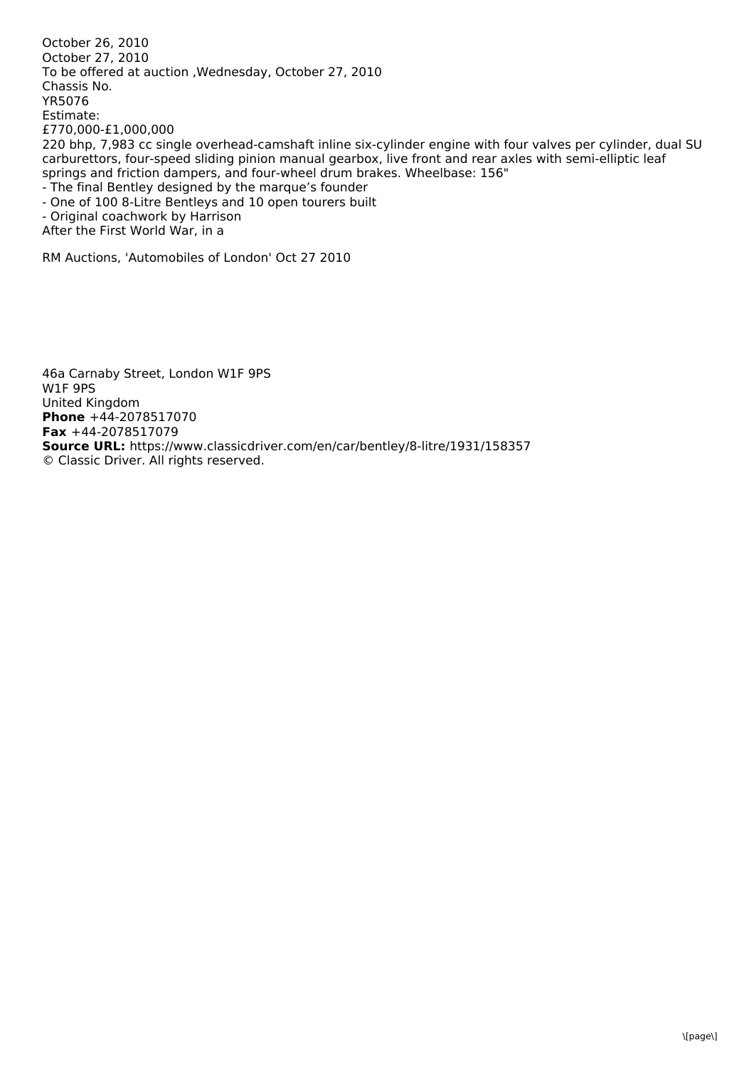October 26, 2010
October 27, 2010
To be offered at auction ,Wednesday, October 27, 2010
Chassis No.
YR5076
Estimate:
£770,000-£1,000,000
220 bhp, 7,983 cc single overhead-camshaft inline six-cylinder engine with four valves per cylinder, dual SU carburettors, four-speed sliding pinion manual gearbox, live front and rear axles with semi-elliptic leaf springs and friction dampers, and four-wheel drum brakes. Wheelbase: 156"

- The final Bentley designed by the marque's founder
- One of 100 8-Litre Bentleys and 10 open tourers built
- Original coachwork by Harrison

After the First World War, in a

RM Auctions, 'Automobiles of London' Oct 27 2010

46a Carnaby Street, London W1F 9PS
W1F 9PS
United Kingdom
**Phone** +44-2078517070
**Fax** +44-2078517079
**Source URL:** https://www.classicdriver.com/en/car/bentley/8-litre/1931/158357
© Classic Driver. All rights reserved.